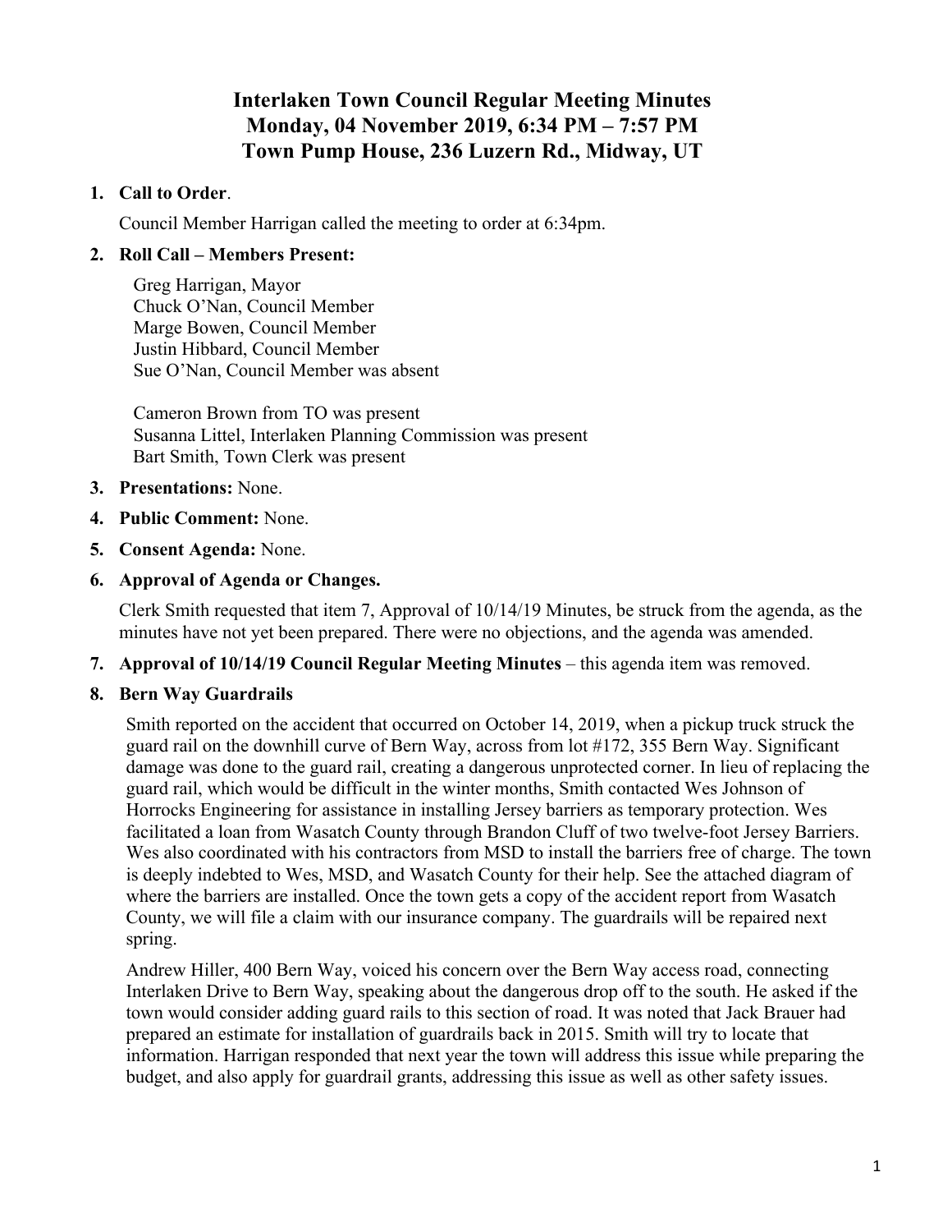# Interlaken Town Council Regular Meeting Minutes
# Monday, 04 November 2019, 6:34 PM – 7:57 PM
# Town Pump House, 236 Luzern Rd., Midway, UT

1. **Call to Order**.

   Council Member Harrigan called the meeting to order at 6:34pm.

2. **Roll Call – Members Present:**

   Greg Harrigan, Mayor
   Chuck O'Nan, Council Member
   Marge Bowen, Council Member
   Justin Hibbard, Council Member
   Sue O'Nan, Council Member was absent

   Cameron Brown from TO was present
   Susanna Littel, Interlaken Planning Commission was present
   Bart Smith, Town Clerk was present

3. **Presentations:** None.

4. **Public Comment:** None.

5. **Consent Agenda:** None.

6. **Approval of Agenda or Changes.**

   Clerk Smith requested that item 7, Approval of 10/14/19 Minutes, be struck from the agenda, as the minutes have not yet been prepared. There were no objections, and the agenda was amended.

7. **Approval of 10/14/19 Council Regular Meeting Minutes** – this agenda item was removed.

8. **Bern Way Guardrails**

   Smith reported on the accident that occurred on October 14, 2019, when a pickup truck struck the guard rail on the downhill curve of Bern Way, across from lot #172, 355 Bern Way. Significant damage was done to the guard rail, creating a dangerous unprotected corner. In lieu of replacing the guard rail, which would be difficult in the winter months, Smith contacted Wes Johnson of Horrocks Engineering for assistance in installing Jersey barriers as temporary protection. Wes facilitated a loan from Wasatch County through Brandon Cluff of two twelve-foot Jersey Barriers. Wes also coordinated with his contractors from MSD to install the barriers free of charge. The town is deeply indebted to Wes, MSD, and Wasatch County for their help. See the attached diagram of where the barriers are installed. Once the town gets a copy of the accident report from Wasatch County, we will file a claim with our insurance company. The guardrails will be repaired next spring.

   Andrew Hiller, 400 Bern Way, voiced his concern over the Bern Way access road, connecting Interlaken Drive to Bern Way, speaking about the dangerous drop off to the south. He asked if the town would consider adding guard rails to this section of road. It was noted that Jack Brauer had prepared an estimate for installation of guardrails back in 2015. Smith will try to locate that information. Harrigan responded that next year the town will address this issue while preparing the budget, and also apply for guardrail grants, addressing this issue as well as other safety issues.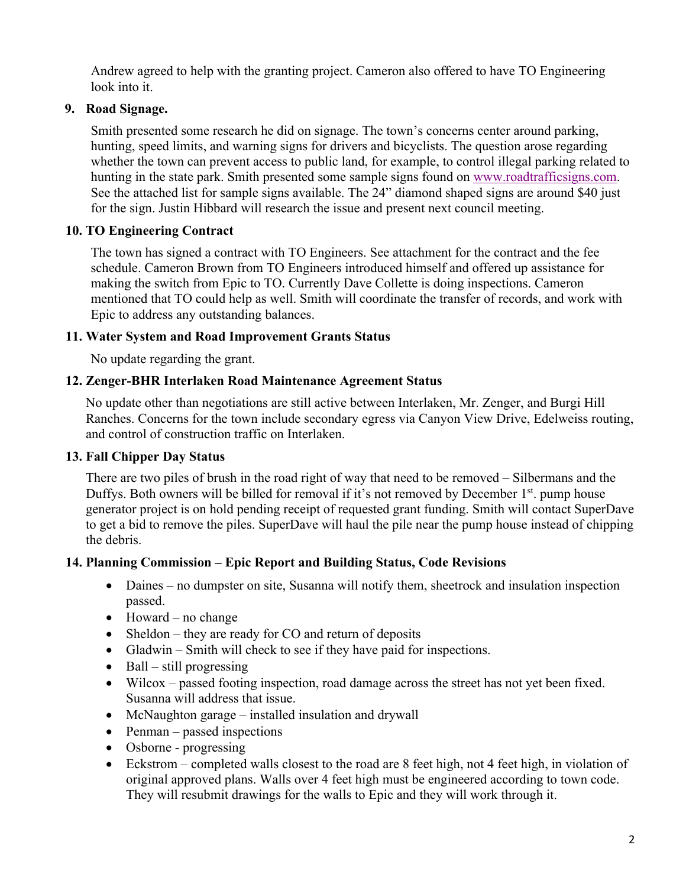Andrew agreed to help with the granting project. Cameron also offered to have TO Engineering look into it.

**9. Road Signage.**

Smith presented some research he did on signage. The town's concerns center around parking, hunting, speed limits, and warning signs for drivers and bicyclists. The question arose regarding whether the town can prevent access to public land, for example, to control illegal parking related to hunting in the state park. Smith presented some sample signs found on www.roadtrafficsigns.com. See the attached list for sample signs available. The 24" diamond shaped signs are around $40 just for the sign. Justin Hibbard will research the issue and present next council meeting.

**10. TO Engineering Contract**

The town has signed a contract with TO Engineers. See attachment for the contract and the fee schedule. Cameron Brown from TO Engineers introduced himself and offered up assistance for making the switch from Epic to TO. Currently Dave Collette is doing inspections. Cameron mentioned that TO could help as well. Smith will coordinate the transfer of records, and work with Epic to address any outstanding balances.

**11. Water System and Road Improvement Grants Status**

No update regarding the grant.

**12. Zenger-BHR Interlaken Road Maintenance Agreement Status**

No update other than negotiations are still active between Interlaken, Mr. Zenger, and Burgi Hill Ranches. Concerns for the town include secondary egress via Canyon View Drive, Edelweiss routing, and control of construction traffic on Interlaken.

**13. Fall Chipper Day Status**

There are two piles of brush in the road right of way that need to be removed – Silbermans and the Duffys. Both owners will be billed for removal if it's not removed by December 1st. pump house generator project is on hold pending receipt of requested grant funding. Smith will contact SuperDave to get a bid to remove the piles. SuperDave will haul the pile near the pump house instead of chipping the debris.

**14. Planning Commission – Epic Report and Building Status, Code Revisions**

- Daines – no dumpster on site, Susanna will notify them, sheetrock and insulation inspection passed.
- Howard – no change
- Sheldon – they are ready for CO and return of deposits
- Gladwin – Smith will check to see if they have paid for inspections.
- Ball – still progressing
- Wilcox – passed footing inspection, road damage across the street has not yet been fixed. Susanna will address that issue.
- McNaughton garage – installed insulation and drywall
- Penman – passed inspections
- Osborne - progressing
- Eckstrom – completed walls closest to the road are 8 feet high, not 4 feet high, in violation of original approved plans. Walls over 4 feet high must be engineered according to town code. They will resubmit drawings for the walls to Epic and they will work through it.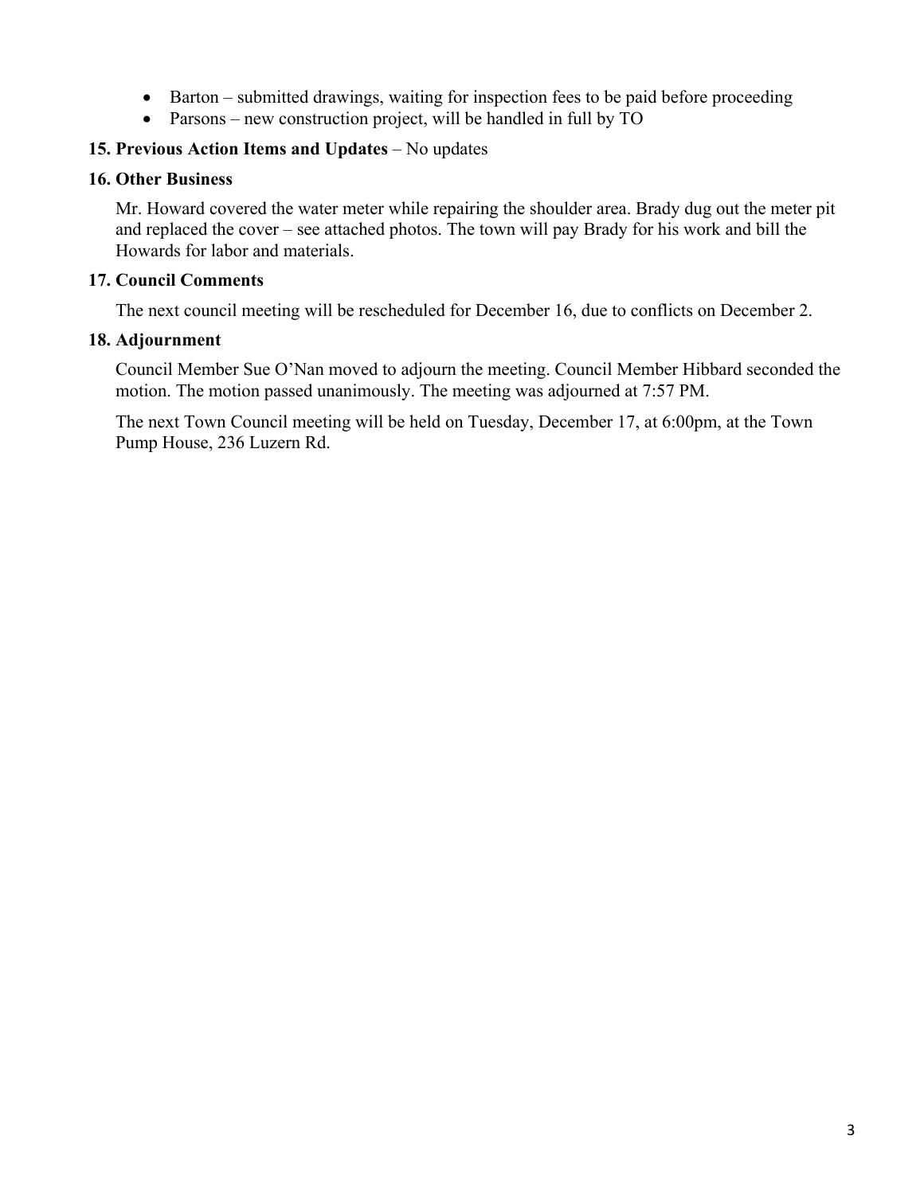- Barton – submitted drawings, waiting for inspection fees to be paid before proceeding
- Parsons – new construction project, will be handled in full by TO

**15. Previous Action Items and Updates** – No updates

**16. Other Business**

Mr. Howard covered the water meter while repairing the shoulder area. Brady dug out the meter pit and replaced the cover – see attached photos. The town will pay Brady for his work and bill the Howards for labor and materials.

**17. Council Comments**

The next council meeting will be rescheduled for December 16, due to conflicts on December 2.

**18. Adjournment**

Council Member Sue O'Nan moved to adjourn the meeting. Council Member Hibbard seconded the motion. The motion passed unanimously. The meeting was adjourned at 7:57 PM.

The next Town Council meeting will be held on Tuesday, December 17, at 6:00pm, at the Town Pump House, 236 Luzern Rd.